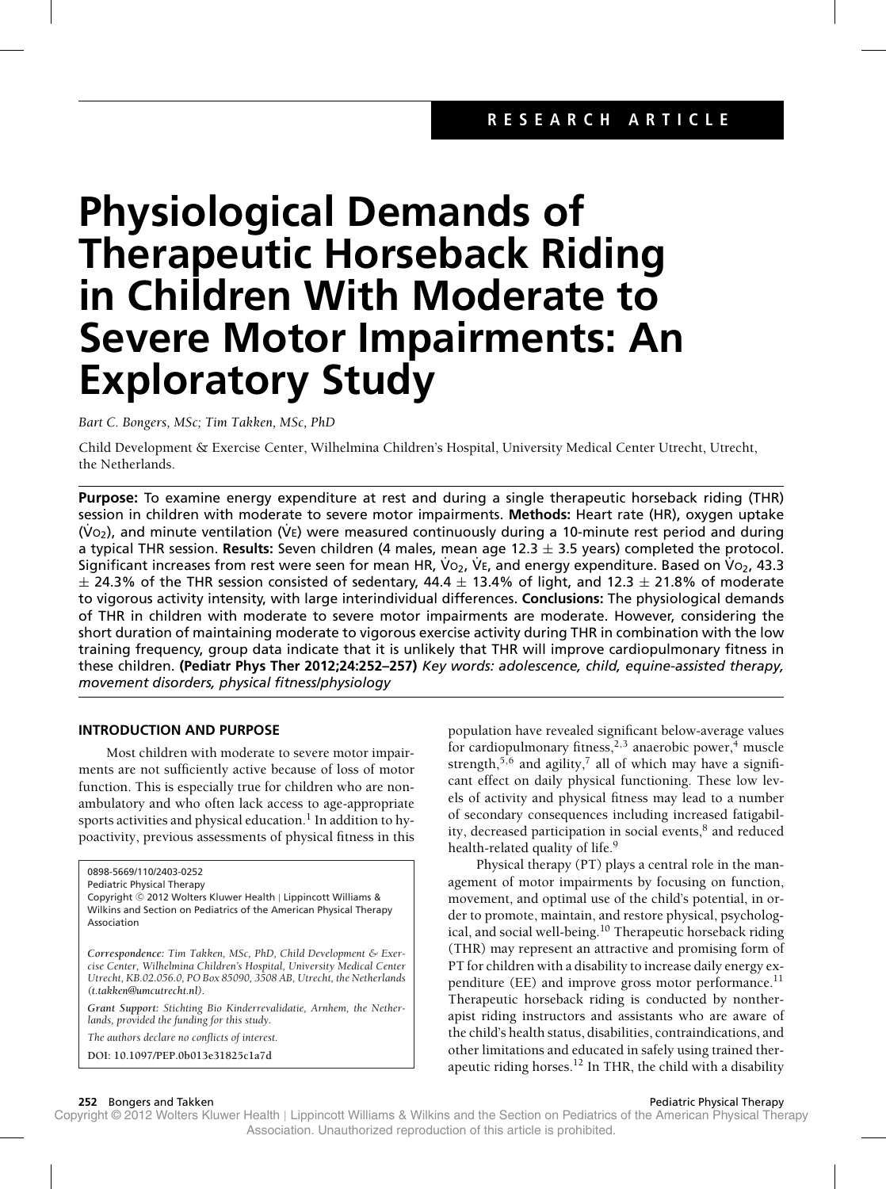RESEARCH ARTICLE

# Physiological Demands of Therapeutic Horseback Riding in Children With Moderate to Severe Motor Impairments: An Exploratory Study

*Bart C. Bongers, MSc; Tim Takken, MSc, PhD*

Child Development & Exercise Center, Wilhelmina Children's Hospital, University Medical Center Utrecht, Utrecht, the Netherlands.

**Purpose:** To examine energy expenditure at rest and during a single therapeutic horseback riding (THR) session in children with moderate to severe motor impairments. **Methods:** Heart rate (HR), oxygen uptake ($\dot{V}O_2$), and minute ventilation ($\dot{V}E$) were measured continuously during a 10-minute rest period and during a typical THR session. **Results:** Seven children (4 males, mean age 12.3 ± 3.5 years) completed the protocol. Significant increases from rest were seen for mean HR, $\dot{V}O_2$, $\dot{V}E$, and energy expenditure. Based on $\dot{V}O_2$, 43.3 ± 24.3% of the THR session consisted of sedentary, 44.4 ± 13.4% of light, and 12.3 ± 21.8% of moderate to vigorous activity intensity, with large interindividual differences. **Conclusions:** The physiological demands of THR in children with moderate to severe motor impairments are moderate. However, considering the short duration of maintaining moderate to vigorous exercise activity during THR in combination with the low training frequency, group data indicate that it is unlikely that THR will improve cardiopulmonary fitness in these children. **(Pediatr Phys Ther 2012;24:252–257)** *Key words: adolescence, child, equine-assisted therapy, movement disorders, physical fitness/physiology*

## INTRODUCTION AND PURPOSE

Most children with moderate to severe motor impairments are not sufficiently active because of loss of motor function. This is especially true for children who are nonambulatory and who often lack access to age-appropriate sports activities and physical education.[1] In addition to hypoactivity, previous assessments of physical fitness in this population have revealed significant below-average values for cardiopulmonary fitness,[2,3] anaerobic power,[4] muscle strength,[5,6] and agility,[7] all of which may have a significant effect on daily physical functioning. These low levels of activity and physical fitness may lead to a number of secondary consequences including increased fatigability, decreased participation in social events,[8] and reduced health-related quality of life.[9]

Physical therapy (PT) plays a central role in the management of motor impairments by focusing on function, movement, and optimal use of the child's potential, in order to promote, maintain, and restore physical, psychological, and social well-being.[10] Therapeutic horseback riding (THR) may represent an attractive and promising form of PT for children with a disability to increase daily energy expenditure (EE) and improve gross motor performance.[11] Therapeutic horseback riding is conducted by nontherapist riding instructors and assistants who are aware of the child's health status, disabilities, contraindications, and other limitations and educated in safely using trained therapeutic riding horses.[12] In THR, the child with a disability

0898-5669/110/2403-0252
Pediatric Physical Therapy
Copyright © 2012 Wolters Kluwer Health | Lippincott Williams & Wilkins and Section on Pediatrics of the American Physical Therapy Association

*Correspondence: Tim Takken, MSc, PhD, Child Development & Exercise Center, Wilhelmina Children's Hospital, University Medical Center Utrecht, KB.02.056.0, PO Box 85090, 3508 AB, Utrecht, the Netherlands (t.takken@umcutrecht.nl).*

*Grant Support: Stichting Bio Kinderrevalidatie, Arnhem, the Netherlands, provided the funding for this study.*

*The authors declare no conflicts of interest.*

DOI: 10.1097/PEP.0b013e31825c1a7d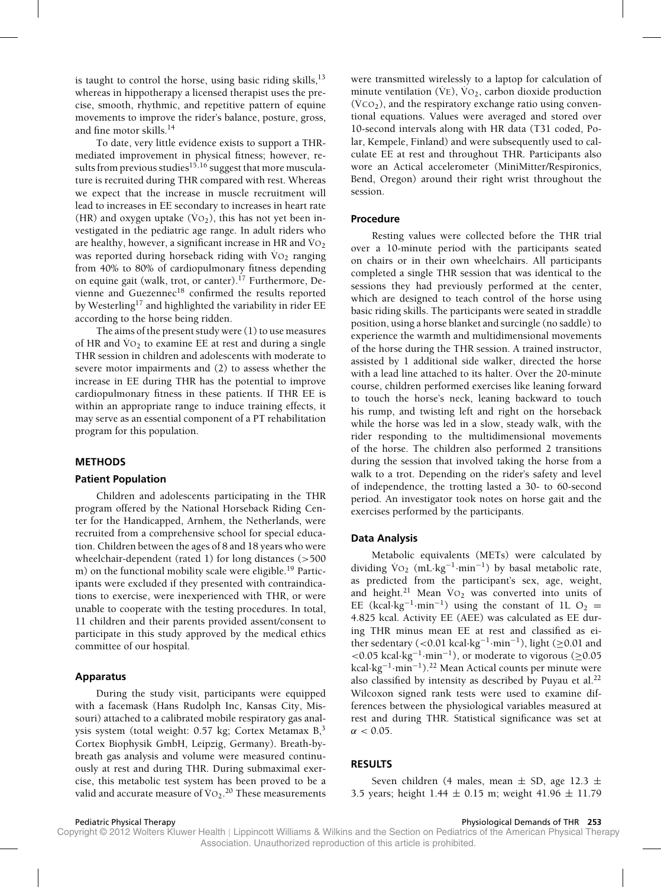is taught to control the horse, using basic riding skills,[13] whereas in hippotherapy a licensed therapist uses the precise, smooth, rhythmic, and repetitive pattern of equine movements to improve the rider's balance, posture, gross, and fine motor skills.[14]

To date, very little evidence exists to support a THR-mediated improvement in physical fitness; however, results from previous studies[15,16] suggest that more musculature is recruited during THR compared with rest. Whereas we expect that the increase in muscle recruitment will lead to increases in EE secondary to increases in heart rate (HR) and oxygen uptake ($\dot{V}O_2$), this has not yet been investigated in the pediatric age range. In adult riders who are healthy, however, a significant increase in HR and $\dot{V}O_2$ was reported during horseback riding with $\dot{V}O_2$ ranging from 40% to 80% of cardiopulmonary fitness depending on equine gait (walk, trot, or canter).[17] Furthermore, Devienne and Guezennec[18] confirmed the results reported by Westerling[17] and highlighted the variability in rider EE according to the horse being ridden.

The aims of the present study were (1) to use measures of HR and $\dot{V}O_2$ to examine EE at rest and during a single THR session in children and adolescents with moderate to severe motor impairments and (2) to assess whether the increase in EE during THR has the potential to improve cardiopulmonary fitness in these patients. If THR EE is within an appropriate range to induce training effects, it may serve as an essential component of a PT rehabilitation program for this population.

## METHODS

### Patient Population

Children and adolescents participating in the THR program offered by the National Horseback Riding Center for the Handicapped, Arnhem, the Netherlands, were recruited from a comprehensive school for special education. Children between the ages of 8 and 18 years who were wheelchair-dependent (rated 1) for long distances (>500 m) on the functional mobility scale were eligible.[19] Participants were excluded if they presented with contraindications to exercise, were inexperienced with THR, or were unable to cooperate with the testing procedures. In total, 11 children and their parents provided assent/consent to participate in this study approved by the medical ethics committee of our hospital.

### Apparatus

During the study visit, participants were equipped with a facemask (Hans Rudolph Inc, Kansas City, Missouri) attached to a calibrated mobile respiratory gas analysis system (total weight: 0.57 kg; Cortex Metamax B,[3] Cortex Biophysik GmbH, Leipzig, Germany). Breath-by-breath gas analysis and volume were measured continuously at rest and during THR. During submaximal exercise, this metabolic test system has been proved to be a valid and accurate measure of $\dot{V}O_2$.[20] These measurements were transmitted wirelessly to a laptop for calculation of minute ventilation ($\dot{V}E$), $\dot{V}O_2$, carbon dioxide production ($\dot{V}CO_2$), and the respiratory exchange ratio using conventional equations. Values were averaged and stored over 10-second intervals along with HR data (T31 coded, Polar, Kempele, Finland) and were subsequently used to calculate EE at rest and throughout THR. Participants also wore an Actical accelerometer (MiniMitter/Respironics, Bend, Oregon) around their right wrist throughout the session.

### Procedure

Resting values were collected before the THR trial over a 10-minute period with the participants seated on chairs or in their own wheelchairs. All participants completed a single THR session that was identical to the sessions they had previously performed at the center, which are designed to teach control of the horse using basic riding skills. The participants were seated in straddle position, using a horse blanket and surcingle (no saddle) to experience the warmth and multidimensional movements of the horse during the THR session. A trained instructor, assisted by 1 additional side walker, directed the horse with a lead line attached to its halter. Over the 20-minute course, children performed exercises like leaning forward to touch the horse's neck, leaning backward to touch his rump, and twisting left and right on the horseback while the horse was led in a slow, steady walk, with the rider responding to the multidimensional movements of the horse. The children also performed 2 transitions during the session that involved taking the horse from a walk to a trot. Depending on the rider's safety and level of independence, the trotting lasted a 30- to 60-second period. An investigator took notes on horse gait and the exercises performed by the participants.

### Data Analysis

Metabolic equivalents (METs) were calculated by dividing $\dot{V}O_2$ ($mL \cdot kg^{-1} \cdot min^{-1}$) by basal metabolic rate, as predicted from the participant's sex, age, weight, and height.[21] Mean $\dot{V}O_2$ was converted into units of EE ($kcal \cdot kg^{-1} \cdot min^{-1}$) using the constant of $1L\ O_2 = 4.825$ kcal. Activity EE (AEE) was calculated as EE during THR minus mean EE at rest and classified as either sedentary ($<0.01\ kcal \cdot kg^{-1} \cdot min^{-1}$), light ($\geq 0.01$ and $<0.05\ kcal \cdot kg^{-1} \cdot min^{-1}$), or moderate to vigorous ($\geq 0.05\ kcal \cdot kg^{-1} \cdot min^{-1}$).[22] Mean Actical counts per minute were also classified by intensity as described by Puyau et al.[22] Wilcoxon signed rank tests were used to examine differences between the physiological variables measured at rest and during THR. Statistical significance was set at $\alpha < 0.05$.

## RESULTS

Seven children (4 males, mean ± SD, age 12.3 ± 3.5 years; height 1.44 ± 0.15 m; weight 41.96 ± 11.79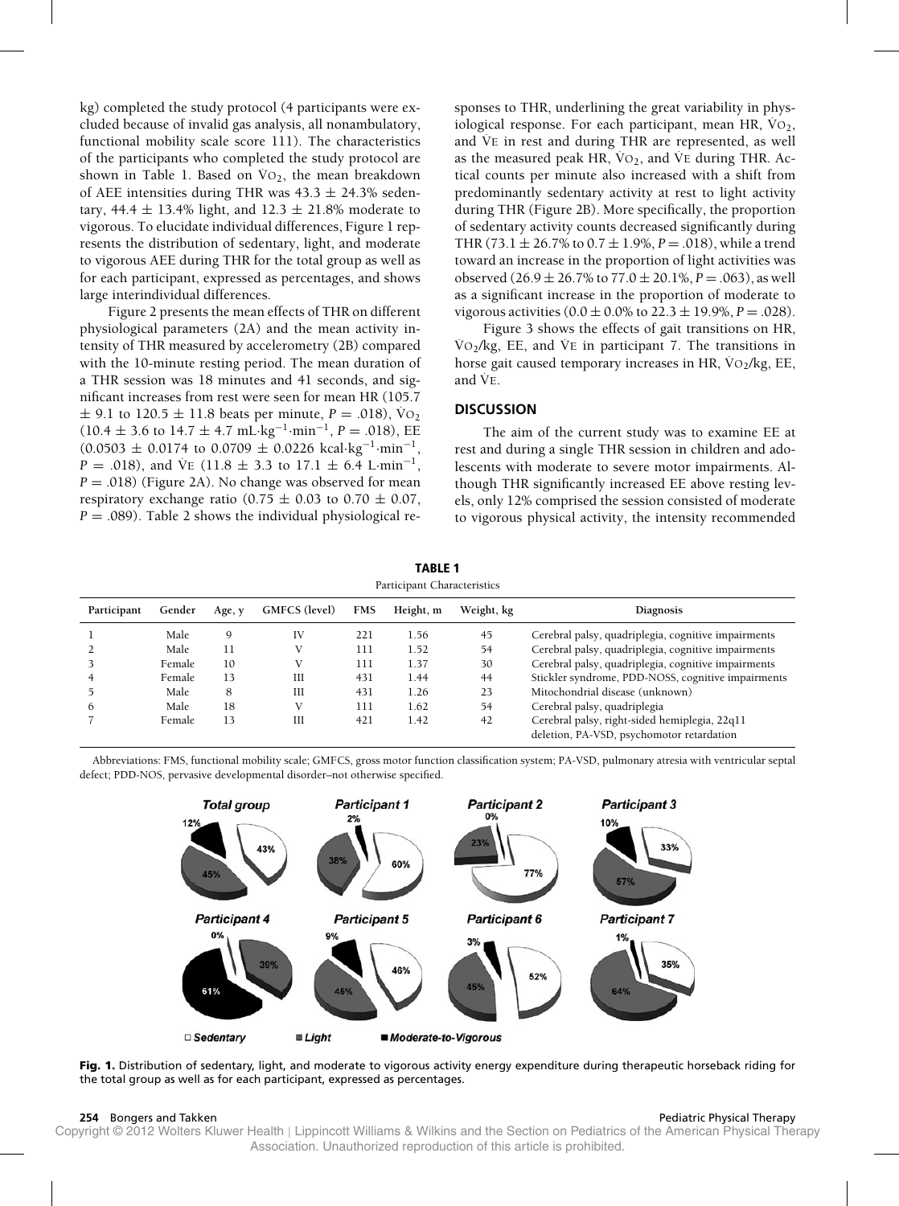kg) completed the study protocol (4 participants were excluded because of invalid gas analysis, all nonambulatory, functional mobility scale score 111). The characteristics of the participants who completed the study protocol are shown in Table 1. Based on $\dot{V}O_2$, the mean breakdown of AEE intensities during THR was 43.3 ± 24.3% sedentary, 44.4 ± 13.4% light, and 12.3 ± 21.8% moderate to vigorous. To elucidate individual differences, Figure 1 represents the distribution of sedentary, light, and moderate to vigorous AEE during THR for the total group as well as for each participant, expressed as percentages, and shows large interindividual differences.

Figure 2 presents the mean effects of THR on different physiological parameters (2A) and the mean activity intensity of THR measured by accelerometry (2B) compared with the 10-minute resting period. The mean duration of a THR session was 18 minutes and 41 seconds, and significant increases from rest were seen for mean HR (105.7 ± 9.1 to 120.5 ± 11.8 beats per minute, $P = .018$), $\dot{V}O_2$ (10.4 ± 3.6 to 14.7 ± 4.7 mL·kg$^{-1}$·min$^{-1}$, $P = .018$), EE (0.0503 ± 0.0174 to 0.0709 ± 0.0226 kcal·kg$^{-1}$·min$^{-1}$, $P = .018$), and $\dot{V}E$ (11.8 ± 3.3 to 17.1 ± 6.4 L·min$^{-1}$, $P = .018$) (Figure 2A). No change was observed for mean respiratory exchange ratio (0.75 ± 0.03 to 0.70 ± 0.07, $P = .089$). Table 2 shows the individual physiological responses to THR, underlining the great variability in physiological response. For each participant, mean HR, $\dot{V}O_2$, and $\dot{V}E$ in rest and during THR are represented, as well as the measured peak HR, $\dot{V}O_2$, and $\dot{V}E$ during THR. Actical counts per minute also increased with a shift from predominantly sedentary activity at rest to light activity during THR (Figure 2B). More specifically, the proportion of sedentary activity counts decreased significantly during THR (73.1 ± 26.7% to 0.7 ± 1.9%, $P = .018$), while a trend toward an increase in the proportion of light activities was observed (26.9 ± 26.7% to 77.0 ± 20.1%, $P = .063$), as well as a significant increase in the proportion of moderate to vigorous activities (0.0 ± 0.0% to 22.3 ± 19.9%, $P = .028$).

Figure 3 shows the effects of gait transitions on HR, $\dot{V}O_2$/kg, EE, and $\dot{V}E$ in participant 7. The transitions in horse gait caused temporary increases in HR, $\dot{V}O_2$/kg, EE, and $\dot{V}E$.

## DISCUSSION

The aim of the current study was to examine EE at rest and during a single THR session in children and adolescents with moderate to severe motor impairments. Although THR significantly increased EE above resting levels, only 12% comprised the session consisted of moderate to vigorous physical activity, the intensity recommended

**TABLE 1**
Participant Characteristics

| Participant | Gender | Age, y | GMFCS (level) | FMS | Height, m | Weight, kg | Diagnosis |
|---|---|---|---|---|---|---|---|
| 1 | Male | 9 | IV | 221 | 1.56 | 45 | Cerebral palsy, quadriplegia, cognitive impairments |
| 2 | Male | 11 | V | 111 | 1.52 | 54 | Cerebral palsy, quadriplegia, cognitive impairments |
| 3 | Female | 10 | V | 111 | 1.37 | 30 | Cerebral palsy, quadriplegia, cognitive impairments |
| 4 | Female | 13 | III | 431 | 1.44 | 44 | Stickler syndrome, PDD-NOSS, cognitive impairments |
| 5 | Male | 8 | III | 431 | 1.26 | 23 | Mitochondrial disease (unknown) |
| 6 | Male | 18 | V | 111 | 1.62 | 54 | Cerebral palsy, quadriplegia |
| 7 | Female | 13 | III | 421 | 1.42 | 42 | Cerebral palsy, right-sided hemiplegia, 22q11 deletion, PA-VSD, psychomotor retardation |

Abbreviations: FMS, functional mobility scale; GMFCS, gross motor function classification system; PA-VSD, pulmonary atresia with ventricular septal defect; PDD-NOS, pervasive developmental disorder–not otherwise specified.

**Fig. 1.** Distribution of sedentary, light, and moderate to vigorous activity energy expenditure during therapeutic horseback riding for the total group as well as for each participant, expressed as percentages.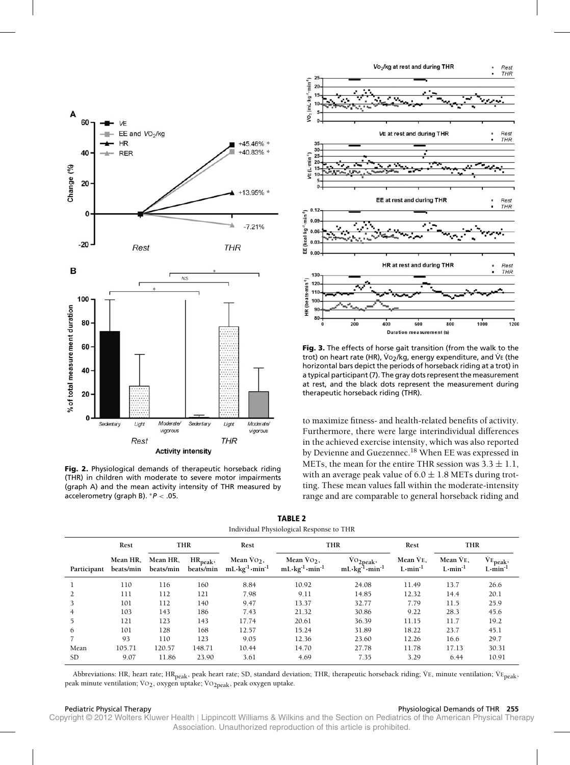**Fig. 2.** Physiological demands of therapeutic horseback riding (THR) in children with moderate to severe motor impairments (graph A) and the mean activity intensity of THR measured by accelerometry (graph B). \*$P < .05$.

**Fig. 3.** The effects of horse gait transition (from the walk to the trot) on heart rate (HR), $\dot{V}O_2$/kg, energy expenditure, and $\dot{V}E$ (the horizontal bars depict the periods of horseback riding at a trot) in a typical participant (7). The gray dots represent the measurement at rest, and the black dots represent the measurement during therapeutic horseback riding (THR).

to maximize fitness- and health-related benefits of activity. Furthermore, there were large interindividual differences in the achieved exercise intensity, which was also reported by Devienne and Guezennec.[18] When EE was expressed in METs, the mean for the entire THR session was 3.3 ± 1.1, with an average peak value of 6.0 ± 1.8 METs during trotting. These mean values fall within the moderate-intensity range and are comparable to general horseback riding and

**TABLE 2**
Individual Physiological Response to THR

| | Rest | THR | | Rest | THR | | Rest | THR | |
|---|---|---|---|---|---|---|---|---|---|
| Participant | Mean HR, beats/min | Mean HR, beats/min | $HR_{peak}$, beats/min | Mean $\dot{V}O_2$, $mL \cdot kg^{-1} \cdot min^{-1}$ | Mean $\dot{V}O_2$, $mL \cdot kg^{-1} \cdot min^{-1}$ | $\dot{V}O_{2peak}$, $mL \cdot kg^{-1} \cdot min^{-1}$ | Mean $\dot{V}E$, $L \cdot min^{-1}$ | Mean $\dot{V}E$, $L \cdot min^{-1}$ | $\dot{V}E_{peak}$, $L \cdot min^{-1}$ |
| 1 | 110 | 116 | 160 | 8.84 | 10.92 | 24.08 | 11.49 | 13.7 | 26.6 |
| 2 | 111 | 112 | 121 | 7.98 | 9.11 | 14.85 | 12.32 | 14.4 | 20.1 |
| 3 | 101 | 112 | 140 | 9.47 | 13.37 | 32.77 | 7.79 | 11.5 | 25.9 |
| 4 | 103 | 143 | 186 | 7.43 | 21.32 | 30.86 | 9.22 | 28.3 | 45.6 |
| 5 | 121 | 123 | 143 | 17.74 | 20.61 | 36.39 | 11.15 | 11.7 | 19.2 |
| 6 | 101 | 128 | 168 | 12.57 | 15.24 | 31.89 | 18.22 | 23.7 | 45.1 |
| 7 | 93 | 110 | 123 | 9.05 | 12.36 | 23.60 | 12.26 | 16.6 | 29.7 |
| Mean | 105.71 | 120.57 | 148.71 | 10.44 | 14.70 | 27.78 | 11.78 | 17.13 | 30.31 |
| SD | 9.07 | 11.86 | 23.90 | 3.61 | 4.69 | 7.35 | 3.29 | 6.44 | 10.91 |

Abbreviations: HR, heart rate; $HR_{peak}$, peak heart rate; SD, standard deviation; THR, therapeutic horseback riding; $\dot{V}E$, minute ventilation; $\dot{V}E_{peak}$, peak minute ventilation; $\dot{V}O_2$, oxygen uptake; $\dot{V}O_{2peak}$, peak oxygen uptake.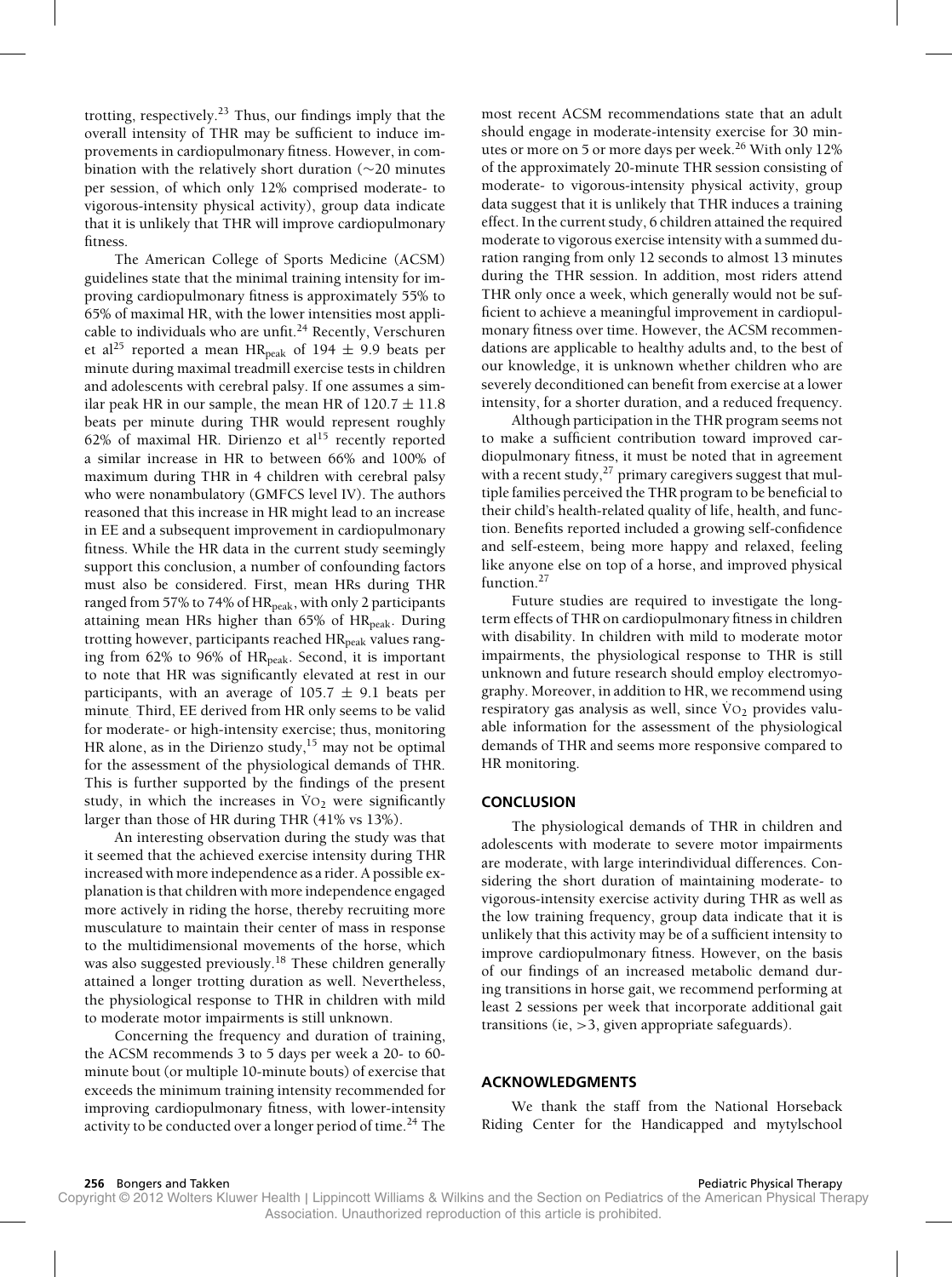trotting, respectively.[23] Thus, our findings imply that the overall intensity of THR may be sufficient to induce improvements in cardiopulmonary fitness. However, in combination with the relatively short duration (~20 minutes per session, of which only 12% comprised moderate- to vigorous-intensity physical activity), group data indicate that it is unlikely that THR will improve cardiopulmonary fitness.

The American College of Sports Medicine (ACSM) guidelines state that the minimal training intensity for improving cardiopulmonary fitness is approximately 55% to 65% of maximal HR, with the lower intensities most applicable to individuals who are unfit.[24] Recently, Verschuren et al[25] reported a mean $HR_{peak}$ of 194 ± 9.9 beats per minute during maximal treadmill exercise tests in children and adolescents with cerebral palsy. If one assumes a similar peak HR in our sample, the mean HR of 120.7 ± 11.8 beats per minute during THR would represent roughly 62% of maximal HR. Dirienzo et al[15] recently reported a similar increase in HR to between 66% and 100% of maximum during THR in 4 children with cerebral palsy who were nonambulatory (GMFCS level IV). The authors reasoned that this increase in HR might lead to an increase in EE and a subsequent improvement in cardiopulmonary fitness. While the HR data in the current study seemingly support this conclusion, a number of confounding factors must also be considered. First, mean HRs during THR ranged from 57% to 74% of $HR_{peak}$, with only 2 participants attaining mean HRs higher than 65% of $HR_{peak}$. During trotting however, participants reached $HR_{peak}$ values ranging from 62% to 96% of $HR_{peak}$. Second, it is important to note that HR was significantly elevated at rest in our participants, with an average of 105.7 ± 9.1 beats per minute. Third, EE derived from HR only seems to be valid for moderate- or high-intensity exercise; thus, monitoring HR alone, as in the Dirienzo study,[15] may not be optimal for the assessment of the physiological demands of THR. This is further supported by the findings of the present study, in which the increases in $\dot{V}O_2$ were significantly larger than those of HR during THR (41% vs 13%).

An interesting observation during the study was that it seemed that the achieved exercise intensity during THR increased with more independence as a rider. A possible explanation is that children with more independence engaged more actively in riding the horse, thereby recruiting more musculature to maintain their center of mass in response to the multidimensional movements of the horse, which was also suggested previously.[18] These children generally attained a longer trotting duration as well. Nevertheless, the physiological response to THR in children with mild to moderate motor impairments is still unknown.

Concerning the frequency and duration of training, the ACSM recommends 3 to 5 days per week a 20- to 60-minute bout (or multiple 10-minute bouts) of exercise that exceeds the minimum training intensity recommended for improving cardiopulmonary fitness, with lower-intensity activity to be conducted over a longer period of time.[24] The most recent ACSM recommendations state that an adult should engage in moderate-intensity exercise for 30 minutes or more on 5 or more days per week.[26] With only 12% of the approximately 20-minute THR session consisting of moderate- to vigorous-intensity physical activity, group data suggest that it is unlikely that THR induces a training effect. In the current study, 6 children attained the required moderate to vigorous exercise intensity with a summed duration ranging from only 12 seconds to almost 13 minutes during the THR session. In addition, most riders attend THR only once a week, which generally would not be sufficient to achieve a meaningful improvement in cardiopulmonary fitness over time. However, the ACSM recommendations are applicable to healthy adults and, to the best of our knowledge, it is unknown whether children who are severely deconditioned can benefit from exercise at a lower intensity, for a shorter duration, and a reduced frequency.

Although participation in the THR program seems not to make a sufficient contribution toward improved cardiopulmonary fitness, it must be noted that in agreement with a recent study,[27] primary caregivers suggest that multiple families perceived the THR program to be beneficial to their child's health-related quality of life, health, and function. Benefits reported included a growing self-confidence and self-esteem, being more happy and relaxed, feeling like anyone else on top of a horse, and improved physical function.[27]

Future studies are required to investigate the long-term effects of THR on cardiopulmonary fitness in children with disability. In children with mild to moderate motor impairments, the physiological response to THR is still unknown and future research should employ electromyography. Moreover, in addition to HR, we recommend using respiratory gas analysis as well, since $\dot{V}O_2$ provides valuable information for the assessment of the physiological demands of THR and seems more responsive compared to HR monitoring.

## CONCLUSION

The physiological demands of THR in children and adolescents with moderate to severe motor impairments are moderate, with large interindividual differences. Considering the short duration of maintaining moderate- to vigorous-intensity exercise activity during THR as well as the low training frequency, group data indicate that it is unlikely that this activity may be of a sufficient intensity to improve cardiopulmonary fitness. However, on the basis of our findings of an increased metabolic demand during transitions in horse gait, we recommend performing at least 2 sessions per week that incorporate additional gait transitions (ie, >3, given appropriate safeguards).

## ACKNOWLEDGMENTS

We thank the staff from the National Horseback Riding Center for the Handicapped and mytylschool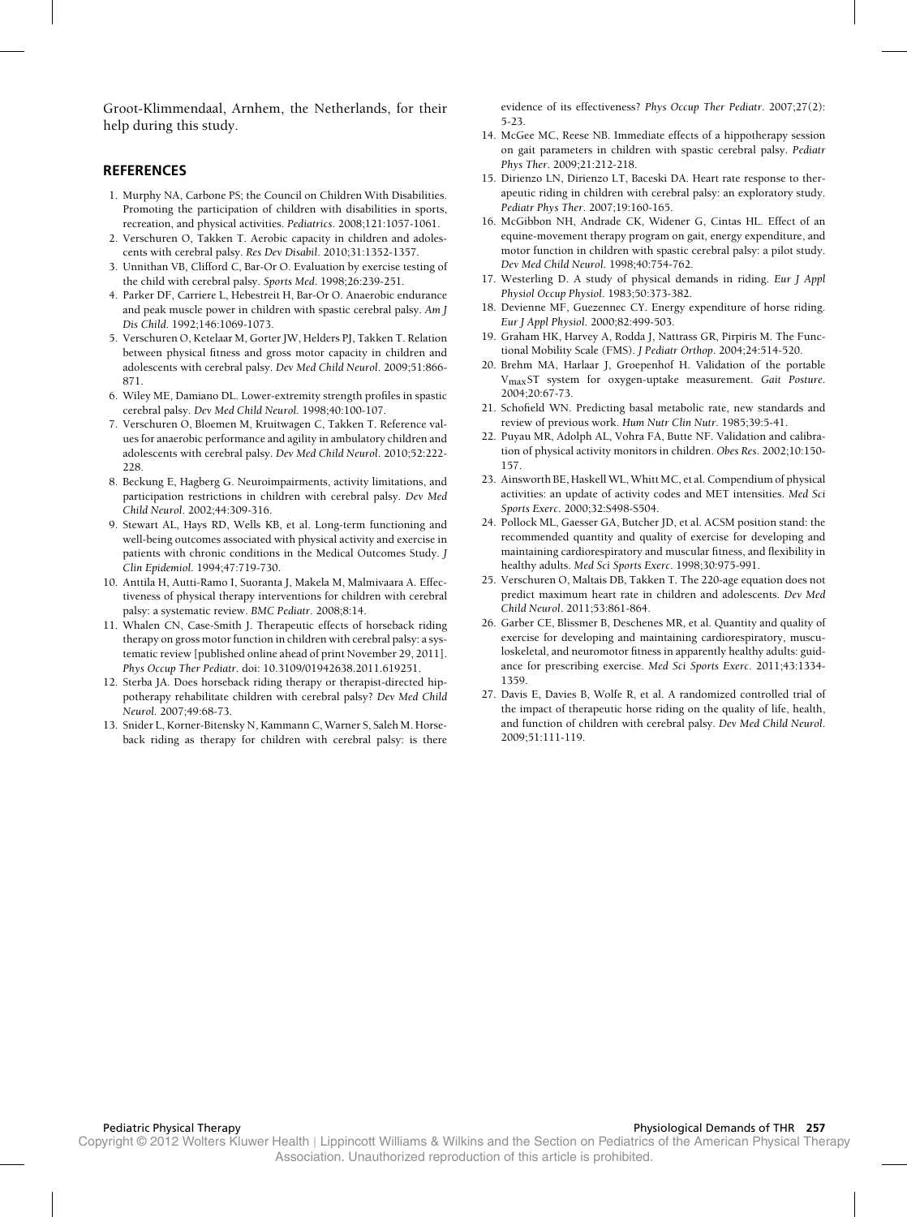Groot-Klimmendaal, Arnhem, the Netherlands, for their help during this study.

## REFERENCES

1. Murphy NA, Carbone PS; the Council on Children With Disabilities. Promoting the participation of children with disabilities in sports, recreation, and physical activities. *Pediatrics*. 2008;121:1057-1061.
2. Verschuren O, Takken T. Aerobic capacity in children and adolescents with cerebral palsy. *Res Dev Disabil*. 2010;31:1352-1357.
3. Unnithan VB, Clifford C, Bar-Or O. Evaluation by exercise testing of the child with cerebral palsy. *Sports Med*. 1998;26:239-251.
4. Parker DF, Carriere L, Hebestreit H, Bar-Or O. Anaerobic endurance and peak muscle power in children with spastic cerebral palsy. *Am J Dis Child*. 1992;146:1069-1073.
5. Verschuren O, Ketelaar M, Gorter JW, Helders PJ, Takken T. Relation between physical fitness and gross motor capacity in children and adolescents with cerebral palsy. *Dev Med Child Neurol*. 2009;51:866-871.
6. Wiley ME, Damiano DL. Lower-extremity strength profiles in spastic cerebral palsy. *Dev Med Child Neurol*. 1998;40:100-107.
7. Verschuren O, Bloemen M, Kruitwagen C, Takken T. Reference values for anaerobic performance and agility in ambulatory children and adolescents with cerebral palsy. *Dev Med Child Neurol*. 2010;52:222-228.
8. Beckung E, Hagberg G. Neuroimpairments, activity limitations, and participation restrictions in children with cerebral palsy. *Dev Med Child Neurol*. 2002;44:309-316.
9. Stewart AL, Hays RD, Wells KB, et al. Long-term functioning and well-being outcomes associated with physical activity and exercise in patients with chronic conditions in the Medical Outcomes Study. *J Clin Epidemiol*. 1994;47:719-730.
10. Anttila H, Autti-Ramo I, Suoranta J, Makela M, Malmivaara A. Effectiveness of physical therapy interventions for children with cerebral palsy: a systematic review. *BMC Pediatr*. 2008;8:14.
11. Whalen CN, Case-Smith J. Therapeutic effects of horseback riding therapy on gross motor function in children with cerebral palsy: a systematic review [published online ahead of print November 29, 2011]. *Phys Occup Ther Pediatr*. doi: 10.3109/01942638.2011.619251.
12. Sterba JA. Does horseback riding therapy or therapist-directed hippotherapy rehabilitate children with cerebral palsy? *Dev Med Child Neurol*. 2007;49:68-73.
13. Snider L, Korner-Bitensky N, Kammann C, Warner S, Saleh M. Horseback riding as therapy for children with cerebral palsy: is there evidence of its effectiveness? *Phys Occup Ther Pediatr*. 2007;27(2):5-23.
14. McGee MC, Reese NB. Immediate effects of a hippotherapy session on gait parameters in children with spastic cerebral palsy. *Pediatr Phys Ther*. 2009;21:212-218.
15. Dirienzo LN, Dirienzo LT, Baceski DA. Heart rate response to therapeutic riding in children with cerebral palsy: an exploratory study. *Pediatr Phys Ther*. 2007;19:160-165.
16. McGibbon NH, Andrade CK, Widener G, Cintas HL. Effect of an equine-movement therapy program on gait, energy expenditure, and motor function in children with spastic cerebral palsy: a pilot study. *Dev Med Child Neurol*. 1998;40:754-762.
17. Westerling D. A study of physical demands in riding. *Eur J Appl Physiol Occup Physiol*. 1983;50:373-382.
18. Devienne MF, Guezennec CY. Energy expenditure of horse riding. *Eur J Appl Physiol*. 2000;82:499-503.
19. Graham HK, Harvey A, Rodda J, Nattrass GR, Pirpiris M. The Functional Mobility Scale (FMS). *J Pediatr Orthop*. 2004;24:514-520.
20. Brehm MA, Harlaar J, Groepenhof H. Validation of the portable $V_{max}$ST system for oxygen-uptake measurement. *Gait Posture*. 2004;20:67-73.
21. Schofield WN. Predicting basal metabolic rate, new standards and review of previous work. *Hum Nutr Clin Nutr*. 1985;39:5-41.
22. Puyau MR, Adolph AL, Vohra FA, Butte NF. Validation and calibration of physical activity monitors in children. *Obes Res*. 2002;10:150-157.
23. Ainsworth BE, Haskell WL, Whitt MC, et al. Compendium of physical activities: an update of activity codes and MET intensities. *Med Sci Sports Exerc*. 2000;32:S498-S504.
24. Pollock ML, Gaesser GA, Butcher JD, et al. ACSM position stand: the recommended quantity and quality of exercise for developing and maintaining cardiorespiratory and muscular fitness, and flexibility in healthy adults. *Med Sci Sports Exerc*. 1998;30:975-991.
25. Verschuren O, Maltais DB, Takken T. The 220-age equation does not predict maximum heart rate in children and adolescents. *Dev Med Child Neurol*. 2011;53:861-864.
26. Garber CE, Blissmer B, Deschenes MR, et al. Quantity and quality of exercise for developing and maintaining cardiorespiratory, musculoskeletal, and neuromotor fitness in apparently healthy adults: guidance for prescribing exercise. *Med Sci Sports Exerc*. 2011;43:1334-1359.
27. Davis E, Davies B, Wolfe R, et al. A randomized controlled trial of the impact of therapeutic horse riding on the quality of life, health, and function of children with cerebral palsy. *Dev Med Child Neurol*. 2009;51:111-119.